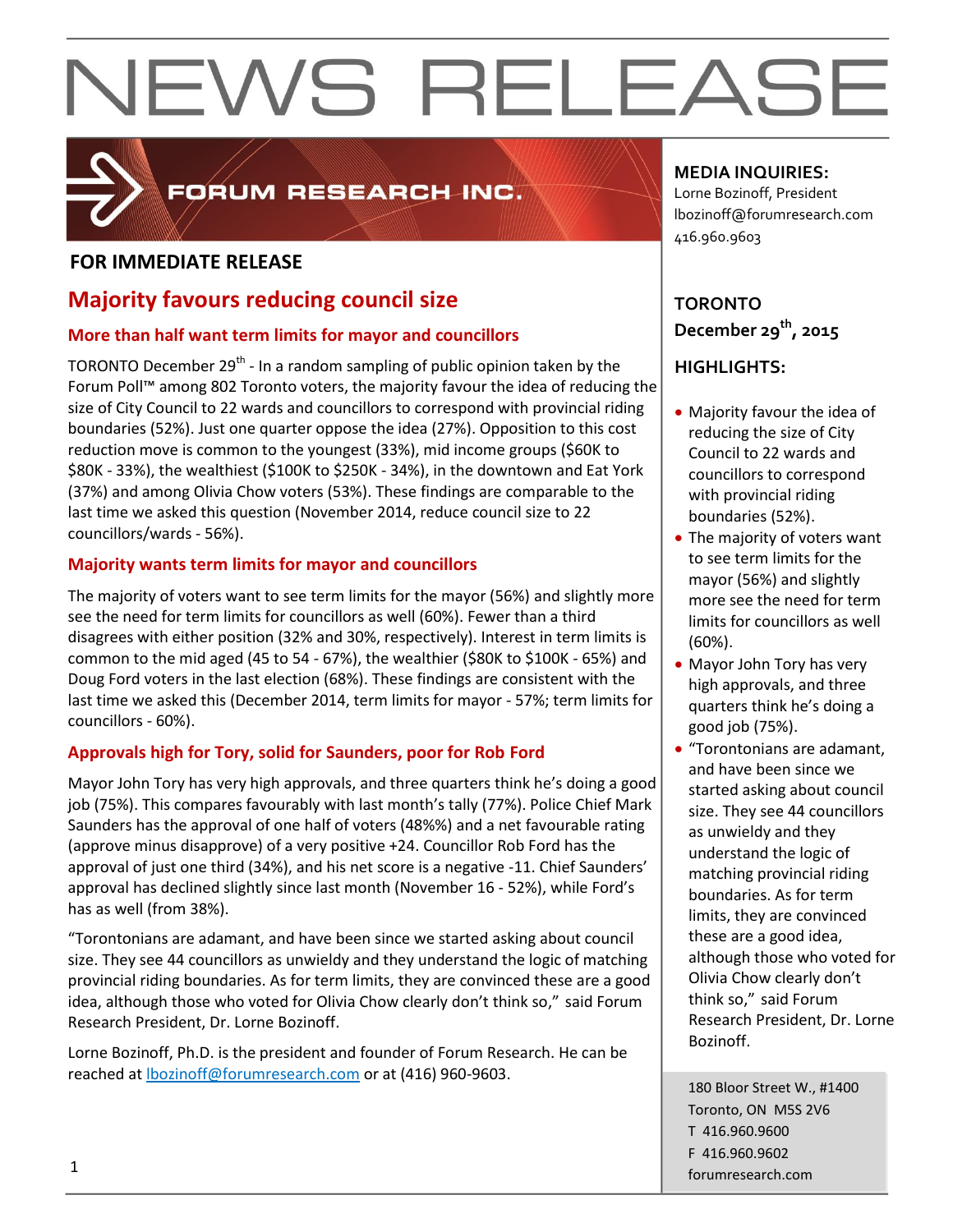# NEWS RELEASE

FORUM RESEARCH INC.

**FOR IMMEDIATE RELEASE**

## Majority favours reducing council size

### More than half want term limits for mayor and councillors

TORONTO December 29th - In a random sampling of public opinion taken by the Forum Poll™ among 802 Toronto voters, the majority favour the idea of reducing the size of City Council to 22 wards and councillors to correspond with provincial riding boundaries (52%). Just one quarter oppose the idea (27%). Opposition to this cost reduction move is common to the youngest (33%), mid income groups ($60K to $80K - 33%), the wealthiest ($100K to $250K - 34%), in the downtown and Eat York (37%) and among Olivia Chow voters (53%). These findings are comparable to the last time we asked this question (November 2014, reduce council size to 22 councillors/wards - 56%).

### Majority wants term limits for mayor and councillors

The majority of voters want to see term limits for the mayor (56%) and slightly more see the need for term limits for councillors as well (60%). Fewer than a third disagrees with either position (32% and 30%, respectively). Interest in term limits is common to the mid aged (45 to 54 - 67%), the wealthier ($80K to $100K - 65%) and Doug Ford voters in the last election (68%). These findings are consistent with the last time we asked this (December 2014, term limits for mayor - 57%; term limits for councillors - 60%).

### Approvals high for Tory, solid for Saunders, poor for Rob Ford

Mayor John Tory has very high approvals, and three quarters think he's doing a good job (75%). This compares favourably with last month's tally (77%). Police Chief Mark Saunders has the approval of one half of voters (48%%) and a net favourable rating (approve minus disapprove) of a very positive +24. Councillor Rob Ford has the approval of just one third (34%), and his net score is a negative -11. Chief Saunders' approval has declined slightly since last month (November 16 - 52%), while Ford's has as well (from 38%).

"Torontonians are adamant, and have been since we started asking about council size. They see 44 councillors as unwieldy and they understand the logic of matching provincial riding boundaries. As for term limits, they are convinced these are a good idea, although those who voted for Olivia Chow clearly don't think so," said Forum Research President, Dr. Lorne Bozinoff.

Lorne Bozinoff, Ph.D. is the president and founder of Forum Research. He can be reached at lbozinoff@forumresearch.com or at (416) 960-9603.

**MEDIA INQUIRIES:**
Lorne Bozinoff, President
lbozinoff@forumresearch.com
416.960.9603

**TORONTO**
**December 29th, 2015**

**HIGHLIGHTS:**

- Majority favour the idea of reducing the size of City Council to 22 wards and councillors to correspond with provincial riding boundaries (52%).
- The majority of voters want to see term limits for the mayor (56%) and slightly more see the need for term limits for councillors as well (60%).
- Mayor John Tory has very high approvals, and three quarters think he's doing a good job (75%).
- "Torontonians are adamant, and have been since we started asking about council size. They see 44 councillors as unwieldy and they understand the logic of matching provincial riding boundaries. As for term limits, they are convinced these are a good idea, although those who voted for Olivia Chow clearly don't think so," said Forum Research President, Dr. Lorne Bozinoff.

180 Bloor Street W., #1400
Toronto, ON M5S 2V6
T 416.960.9600
F 416.960.9602
forumresearch.com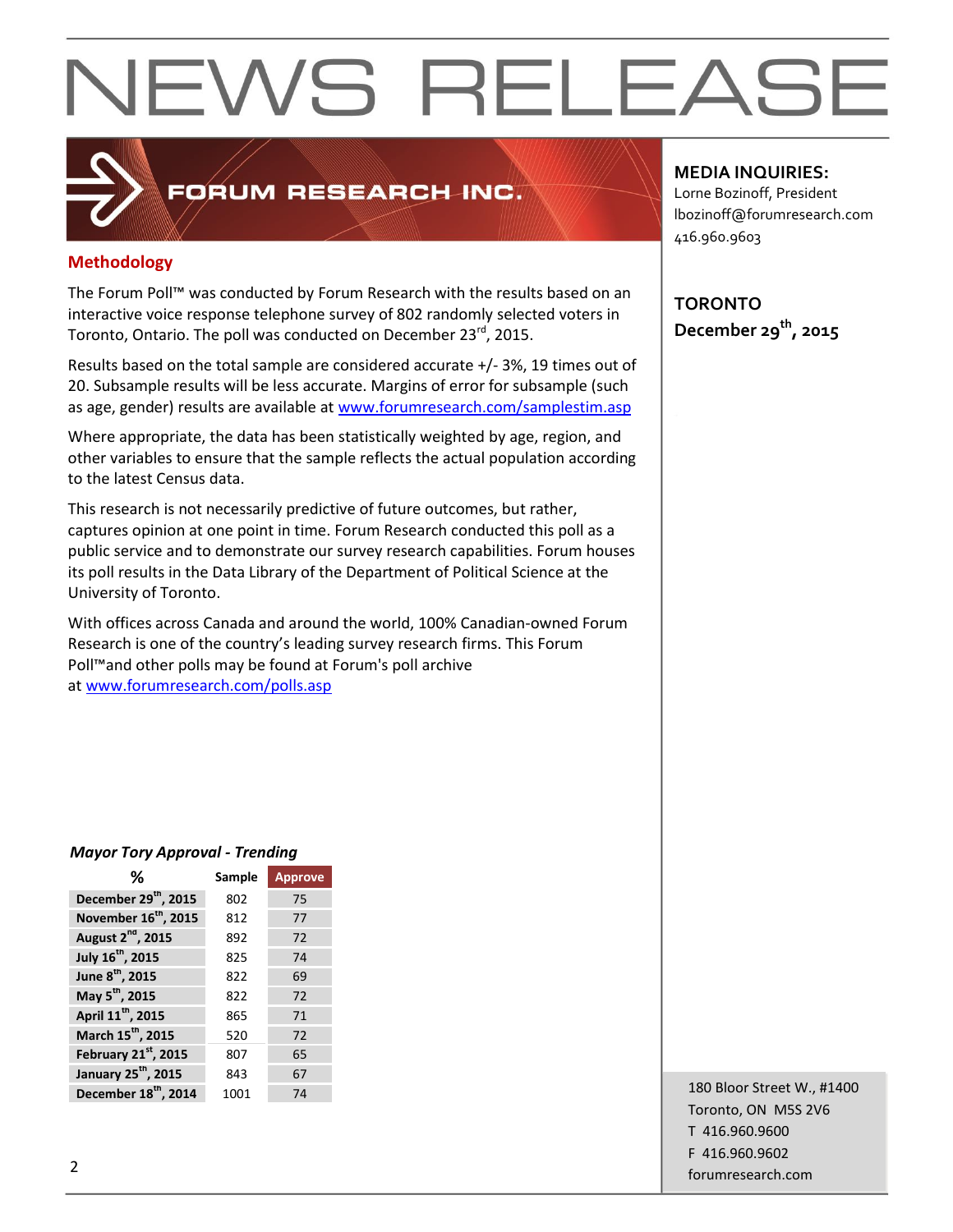# NEWS RELEASE

FORUM RESEARCH INC.

## Methodology

The Forum Poll™ was conducted by Forum Research with the results based on an interactive voice response telephone survey of 802 randomly selected voters in Toronto, Ontario. The poll was conducted on December 23rd, 2015.

Results based on the total sample are considered accurate +/- 3%, 19 times out of 20. Subsample results will be less accurate. Margins of error for subsample (such as age, gender) results are available at www.forumresearch.com/samplestim.asp

Where appropriate, the data has been statistically weighted by age, region, and other variables to ensure that the sample reflects the actual population according to the latest Census data.

This research is not necessarily predictive of future outcomes, but rather, captures opinion at one point in time. Forum Research conducted this poll as a public service and to demonstrate our survey research capabilities. Forum houses its poll results in the Data Library of the Department of Political Science at the University of Toronto.

With offices across Canada and around the world, 100% Canadian-owned Forum Research is one of the country's leading survey research firms. This Forum Poll™and other polls may be found at Forum's poll archive at www.forumresearch.com/polls.asp

**MEDIA INQUIRIES:**
Lorne Bozinoff, President
lbozinoff@forumresearch.com
416.960.9603

**TORONTO**
**December 29th, 2015**

*Mayor Tory Approval - Trending*

| % | Sample | Approve |
|---|---|---|
| December 29th, 2015 | 802 | 75 |
| November 16th, 2015 | 812 | 77 |
| August 2nd, 2015 | 892 | 72 |
| July 16th, 2015 | 825 | 74 |
| June 8th, 2015 | 822 | 69 |
| May 5th, 2015 | 822 | 72 |
| April 11th, 2015 | 865 | 71 |
| March 15th, 2015 | 520 | 72 |
| February 21st, 2015 | 807 | 65 |
| January 25th, 2015 | 843 | 67 |
| December 18th, 2014 | 1001 | 74 |

180 Bloor Street W., #1400
Toronto, ON M5S 2V6
T 416.960.9600
F 416.960.9602
forumresearch.com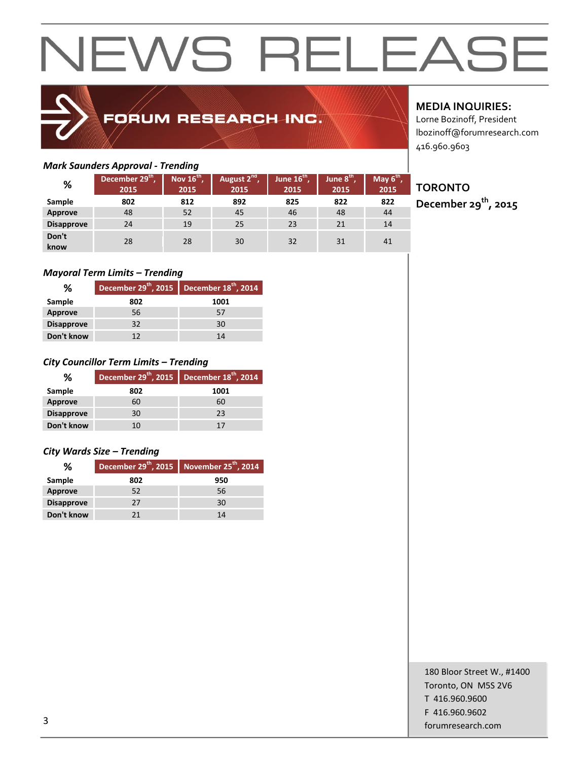# NEWS RELEASE

FORUM RESEARCH INC.

**MEDIA INQUIRIES:**
Lorne Bozinoff, President
lbozinoff@forumresearch.com
416.960.9603

**TORONTO**
**December 29th, 2015**

*Mark Saunders Approval - Trending*

| % | December 29th, 2015 | Nov 16th, 2015 | August 2nd, 2015 | June 16th, 2015 | June 8th, 2015 | May 6th, 2015 |
|---|---|---|---|---|---|---|
| **Sample** | **802** | **812** | **892** | **825** | **822** | **822** |
| **Approve** | 48 | 52 | 45 | 46 | 48 | 44 |
| **Disapprove** | 24 | 19 | 25 | 23 | 21 | 14 |
| **Don't know** | 28 | 28 | 30 | 32 | 31 | 41 |

*Mayoral Term Limits – Trending*

| % | December 29th, 2015 | December 18th, 2014 |
|---|---|---|
| **Sample** | **802** | **1001** |
| **Approve** | 56 | 57 |
| **Disapprove** | 32 | 30 |
| **Don't know** | 12 | 14 |

*City Councillor Term Limits – Trending*

| % | December 29th, 2015 | December 18th, 2014 |
|---|---|---|
| **Sample** | **802** | **1001** |
| **Approve** | 60 | 60 |
| **Disapprove** | 30 | 23 |
| **Don't know** | 10 | 17 |

*City Wards Size – Trending*

| % | December 29th, 2015 | November 25th, 2014 |
|---|---|---|
| **Sample** | **802** | **950** |
| **Approve** | 52 | 56 |
| **Disapprove** | 27 | 30 |
| **Don't know** | 21 | 14 |

180 Bloor Street W., #1400
Toronto, ON M5S 2V6
T 416.960.9600
F 416.960.9602
forumresearch.com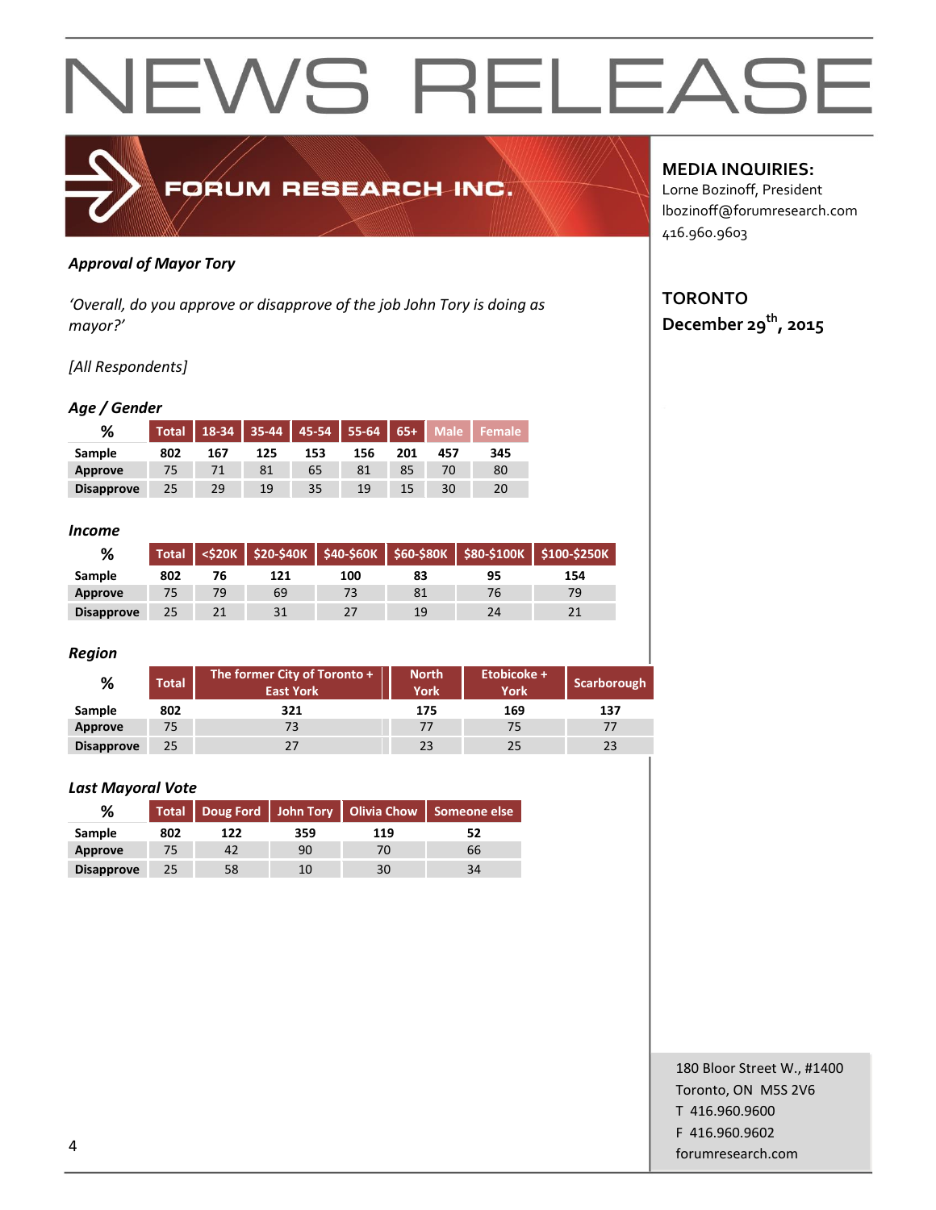# NEWS RELEASE

**FORUM RESEARCH INC.**

**MEDIA INQUIRIES:**
Lorne Bozinoff, President
lbozinoff@forumresearch.com
416.960.9603

**TORONTO**
**December 29th, 2015**

### *Approval of Mayor Tory*

*'Overall, do you approve or disapprove of the job John Tory is doing as mayor?'*

*[All Respondents]*

#### *Age / Gender*

| % | Total | 18-34 | 35-44 | 45-54 | 55-64 | 65+ | Male | Female |
|---|---|---|---|---|---|---|---|---|
| Sample | 802 | 167 | 125 | 153 | 156 | 201 | 457 | 345 |
| Approve | 75 | 71 | 81 | 65 | 81 | 85 | 70 | 80 |
| Disapprove | 25 | 29 | 19 | 35 | 19 | 15 | 30 | 20 |

#### *Income*

| % | Total | <$20K | $20-$40K | $40-$60K | $60-$80K | $80-$100K | $100-$250K |
|---|---|---|---|---|---|---|---|
| Sample | 802 | 76 | 121 | 100 | 83 | 95 | 154 |
| Approve | 75 | 79 | 69 | 73 | 81 | 76 | 79 |
| Disapprove | 25 | 21 | 31 | 27 | 19 | 24 | 21 |

#### *Region*

| % | Total | The former City of Toronto + East York | North York | Etobicoke + York | Scarborough |
|---|---|---|---|---|---|
| Sample | 802 | 321 | 175 | 169 | 137 |
| Approve | 75 | 73 | 77 | 75 | 77 |
| Disapprove | 25 | 27 | 23 | 25 | 23 |

#### *Last Mayoral Vote*

| % | Total | Doug Ford | John Tory | Olivia Chow | Someone else |
|---|---|---|---|---|---|
| Sample | 802 | 122 | 359 | 119 | 52 |
| Approve | 75 | 42 | 90 | 70 | 66 |
| Disapprove | 25 | 58 | 10 | 30 | 34 |

180 Bloor Street W., #1400
Toronto, ON M5S 2V6
T 416.960.9600
F 416.960.9602
forumresearch.com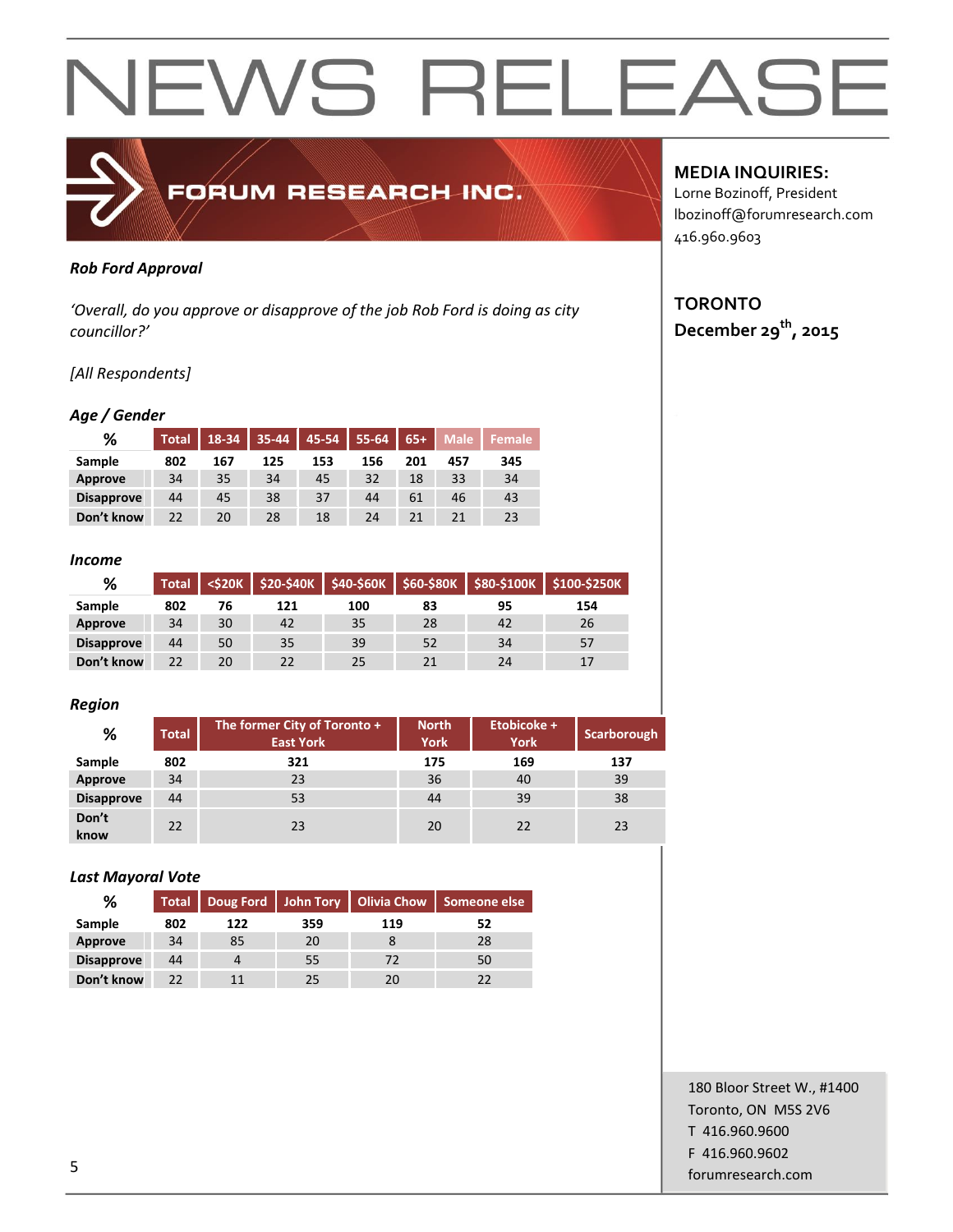# NEWS RELEASE

**FORUM RESEARCH INC.**

**MEDIA INQUIRIES:**
Lorne Bozinoff, President
lbozinoff@forumresearch.com
416.960.9603

**TORONTO**
**December 29th, 2015**

***Rob Ford Approval***

*'Overall, do you approve or disapprove of the job Rob Ford is doing as city councillor?'*

*[All Respondents]*

***Age / Gender***

| % | Total | 18-34 | 35-44 | 45-54 | 55-64 | 65+ | Male | Female |
|---|---|---|---|---|---|---|---|---|
| **Sample** | 802 | 167 | 125 | 153 | 156 | 201 | 457 | 345 |
| **Approve** | 34 | 35 | 34 | 45 | 32 | 18 | 33 | 34 |
| **Disapprove** | 44 | 45 | 38 | 37 | 44 | 61 | 46 | 43 |
| **Don't know** | 22 | 20 | 28 | 18 | 24 | 21 | 21 | 23 |

***Income***

| % | Total | <$20K | $20-$40K | $40-$60K | $60-$80K | $80-$100K | $100-$250K |
|---|---|---|---|---|---|---|---|
| **Sample** | 802 | 76 | 121 | 100 | 83 | 95 | 154 |
| **Approve** | 34 | 30 | 42 | 35 | 28 | 42 | 26 |
| **Disapprove** | 44 | 50 | 35 | 39 | 52 | 34 | 57 |
| **Don't know** | 22 | 20 | 22 | 25 | 21 | 24 | 17 |

***Region***

| % | Total | The former City of Toronto + East York | North York | Etobicoke + York | Scarborough |
|---|---|---|---|---|---|
| **Sample** | 802 | 321 | 175 | 169 | 137 |
| **Approve** | 34 | 23 | 36 | 40 | 39 |
| **Disapprove** | 44 | 53 | 44 | 39 | 38 |
| **Don't know** | 22 | 23 | 20 | 22 | 23 |

***Last Mayoral Vote***

| % | Total | Doug Ford | John Tory | Olivia Chow | Someone else |
|---|---|---|---|---|---|
| **Sample** | 802 | 122 | 359 | 119 | 52 |
| **Approve** | 34 | 85 | 20 | 8 | 28 |
| **Disapprove** | 44 | 4 | 55 | 72 | 50 |
| **Don't know** | 22 | 11 | 25 | 20 | 22 |

180 Bloor Street W., #1400
Toronto, ON M5S 2V6
T 416.960.9600
F 416.960.9602
forumresearch.com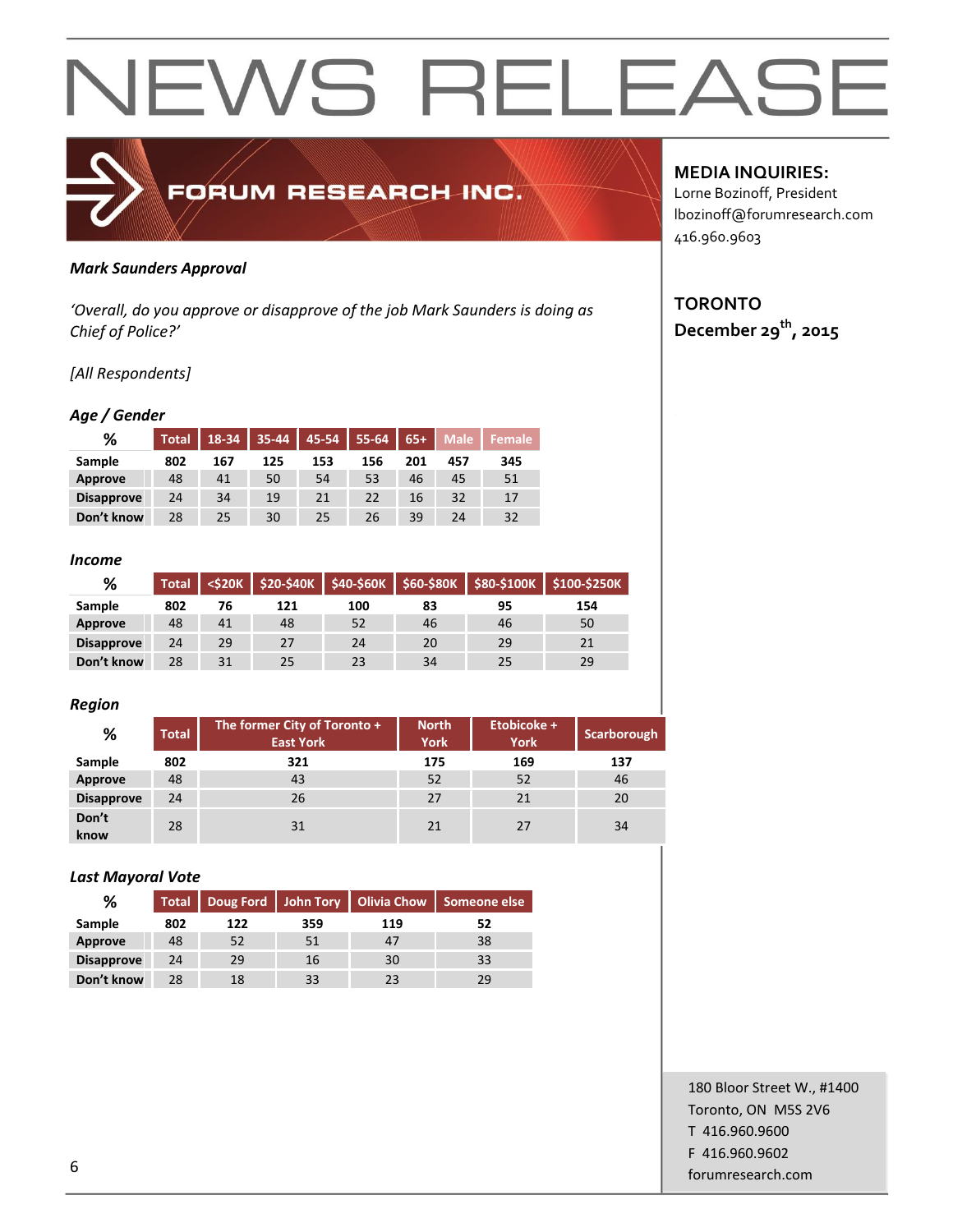# NEWS RELEASE

FORUM RESEARCH INC.

**MEDIA INQUIRIES:**
Lorne Bozinoff, President
lbozinoff@forumresearch.com
416.960.9603

**TORONTO**
**December 29th, 2015**

***Mark Saunders Approval***

*'Overall, do you approve or disapprove of the job Mark Saunders is doing as Chief of Police?'*

*[All Respondents]*

***Age / Gender***

| % | Total | 18-34 | 35-44 | 45-54 | 55-64 | 65+ | Male | Female |
|---|---|---|---|---|---|---|---|---|
| **Sample** | 802 | 167 | 125 | 153 | 156 | 201 | 457 | 345 |
| **Approve** | 48 | 41 | 50 | 54 | 53 | 46 | 45 | 51 |
| **Disapprove** | 24 | 34 | 19 | 21 | 22 | 16 | 32 | 17 |
| **Don't know** | 28 | 25 | 30 | 25 | 26 | 39 | 24 | 32 |

***Income***

| % | Total | <$20K | $20-$40K | $40-$60K | $60-$80K | $80-$100K | $100-$250K |
|---|---|---|---|---|---|---|---|
| **Sample** | 802 | 76 | 121 | 100 | 83 | 95 | 154 |
| **Approve** | 48 | 41 | 48 | 52 | 46 | 46 | 50 |
| **Disapprove** | 24 | 29 | 27 | 24 | 20 | 29 | 21 |
| **Don't know** | 28 | 31 | 25 | 23 | 34 | 25 | 29 |

***Region***

| % | Total | The former City of Toronto + East York | North York | Etobicoke + York | Scarborough |
|---|---|---|---|---|---|
| **Sample** | 802 | 321 | 175 | 169 | 137 |
| **Approve** | 48 | 43 | 52 | 52 | 46 |
| **Disapprove** | 24 | 26 | 27 | 21 | 20 |
| **Don't know** | 28 | 31 | 21 | 27 | 34 |

***Last Mayoral Vote***

| % | Total | Doug Ford | John Tory | Olivia Chow | Someone else |
|---|---|---|---|---|---|
| **Sample** | 802 | 122 | 359 | 119 | 52 |
| **Approve** | 48 | 52 | 51 | 47 | 38 |
| **Disapprove** | 24 | 29 | 16 | 30 | 33 |
| **Don't know** | 28 | 18 | 33 | 23 | 29 |

180 Bloor Street W., #1400
Toronto, ON M5S 2V6
T 416.960.9600
F 416.960.9602
forumresearch.com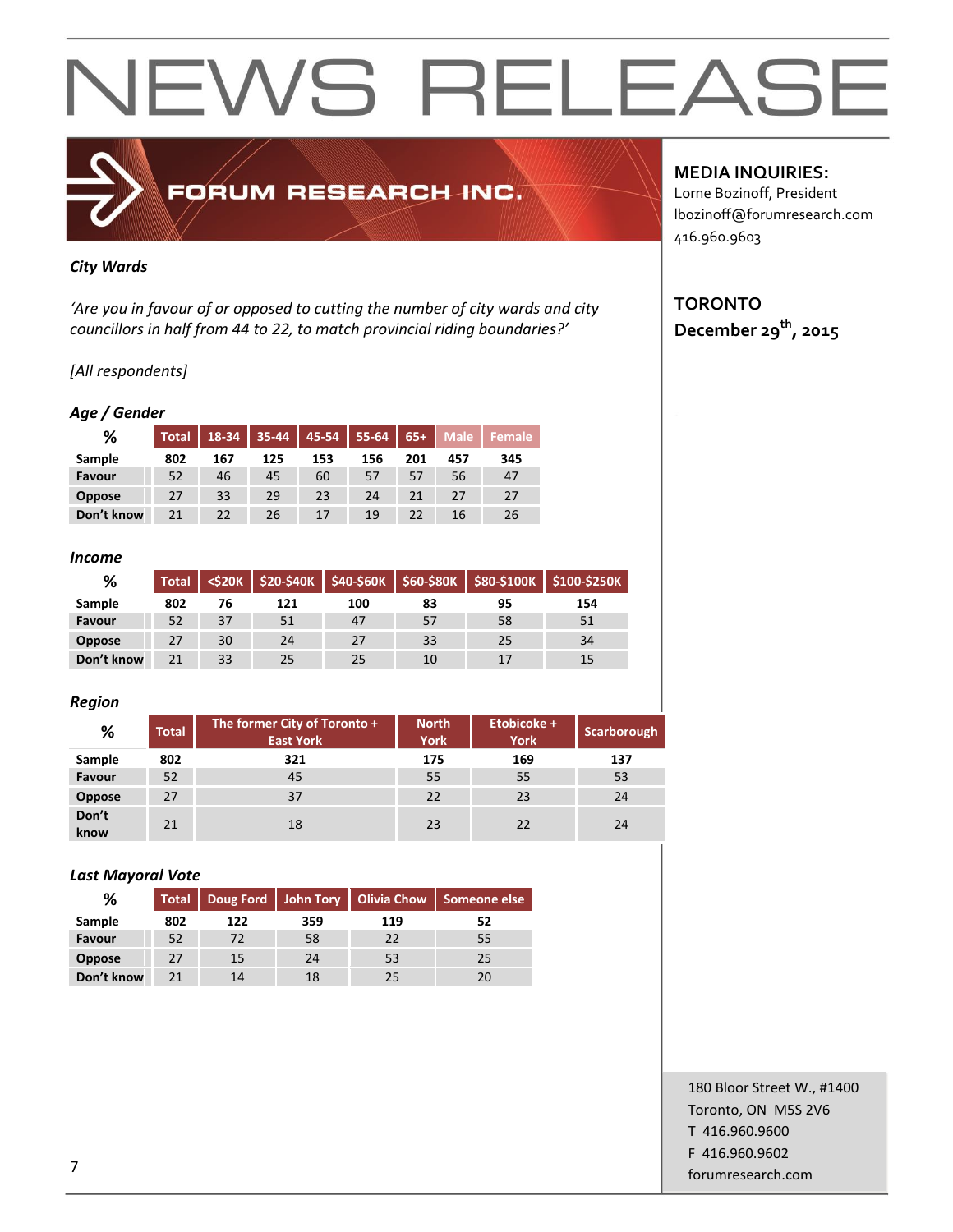# NEWS RELEASE

FORUM RESEARCH INC.

**MEDIA INQUIRIES:**
Lorne Bozinoff, President
lbozinoff@forumresearch.com
416.960.9603

**TORONTO**
**December 29th, 2015**

***City Wards***

*'Are you in favour of or opposed to cutting the number of city wards and city councillors in half from 44 to 22, to match provincial riding boundaries?'*

*[All respondents]*

***Age / Gender***

| % | Total | 18-34 | 35-44 | 45-54 | 55-64 | 65+ | Male | Female |
|---|---|---|---|---|---|---|---|---|
| Sample | 802 | 167 | 125 | 153 | 156 | 201 | 457 | 345 |
| Favour | 52 | 46 | 45 | 60 | 57 | 57 | 56 | 47 |
| Oppose | 27 | 33 | 29 | 23 | 24 | 21 | 27 | 27 |
| Don't know | 21 | 22 | 26 | 17 | 19 | 22 | 16 | 26 |

***Income***

| % | Total | <$20K | $20-$40K | $40-$60K | $60-$80K | $80-$100K | $100-$250K |
|---|---|---|---|---|---|---|---|
| Sample | 802 | 76 | 121 | 100 | 83 | 95 | 154 |
| Favour | 52 | 37 | 51 | 47 | 57 | 58 | 51 |
| Oppose | 27 | 30 | 24 | 27 | 33 | 25 | 34 |
| Don't know | 21 | 33 | 25 | 25 | 10 | 17 | 15 |

***Region***

| % | Total | The former City of Toronto + East York | North York | Etobicoke + York | Scarborough |
|---|---|---|---|---|---|
| Sample | 802 | 321 | 175 | 169 | 137 |
| Favour | 52 | 45 | 55 | 55 | 53 |
| Oppose | 27 | 37 | 22 | 23 | 24 |
| Don't know | 21 | 18 | 23 | 22 | 24 |

***Last Mayoral Vote***

| % | Total | Doug Ford | John Tory | Olivia Chow | Someone else |
|---|---|---|---|---|---|
| Sample | 802 | 122 | 359 | 119 | 52 |
| Favour | 52 | 72 | 58 | 22 | 55 |
| Oppose | 27 | 15 | 24 | 53 | 25 |
| Don't know | 21 | 14 | 18 | 25 | 20 |

180 Bloor Street W., #1400
Toronto, ON M5S 2V6
T 416.960.9600
F 416.960.9602
forumresearch.com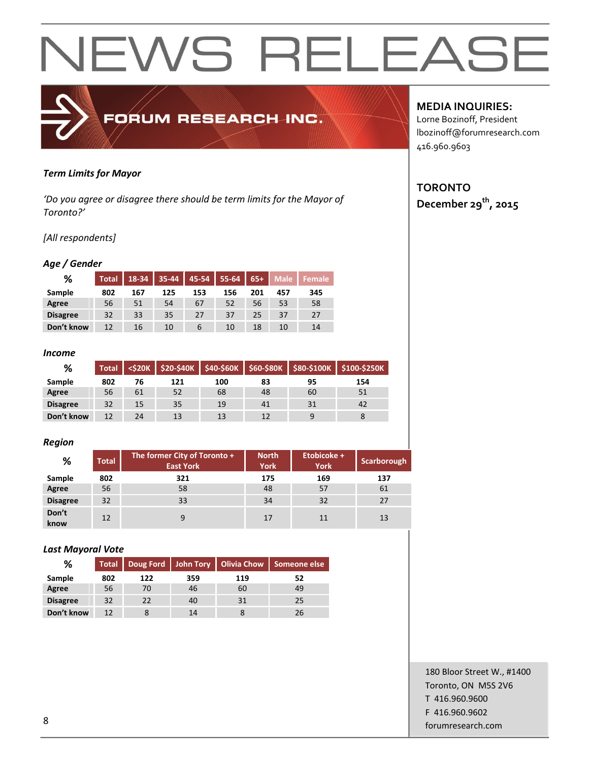# NEWS RELEASE

FORUM RESEARCH INC.

**MEDIA INQUIRIES:**
Lorne Bozinoff, President
lbozinoff@forumresearch.com
416.960.9603

**TORONTO**
**December 29th, 2015**

***Term Limits for Mayor***

*'Do you agree or disagree there should be term limits for the Mayor of Toronto?'*

*[All respondents]*

***Age / Gender***

| % | Total | 18-34 | 35-44 | 45-54 | 55-64 | 65+ | Male | Female |
|---|---|---|---|---|---|---|---|---|
| Sample | 802 | 167 | 125 | 153 | 156 | 201 | 457 | 345 |
| Agree | 56 | 51 | 54 | 67 | 52 | 56 | 53 | 58 |
| Disagree | 32 | 33 | 35 | 27 | 37 | 25 | 37 | 27 |
| Don't know | 12 | 16 | 10 | 6 | 10 | 18 | 10 | 14 |

***Income***

| % | Total | <$20K | $20-$40K | $40-$60K | $60-$80K | $80-$100K | $100-$250K |
|---|---|---|---|---|---|---|---|
| Sample | 802 | 76 | 121 | 100 | 83 | 95 | 154 |
| Agree | 56 | 61 | 52 | 68 | 48 | 60 | 51 |
| Disagree | 32 | 15 | 35 | 19 | 41 | 31 | 42 |
| Don't know | 12 | 24 | 13 | 13 | 12 | 9 | 8 |

***Region***

| % | Total | The former City of Toronto + East York | North York | Etobicoke + York | Scarborough |
|---|---|---|---|---|---|
| Sample | 802 | 321 | 175 | 169 | 137 |
| Agree | 56 | 58 | 48 | 57 | 61 |
| Disagree | 32 | 33 | 34 | 32 | 27 |
| Don't know | 12 | 9 | 17 | 11 | 13 |

***Last Mayoral Vote***

| % | Total | Doug Ford | John Tory | Olivia Chow | Someone else |
|---|---|---|---|---|---|
| Sample | 802 | 122 | 359 | 119 | 52 |
| Agree | 56 | 70 | 46 | 60 | 49 |
| Disagree | 32 | 22 | 40 | 31 | 25 |
| Don't know | 12 | 8 | 14 | 8 | 26 |

180 Bloor Street W., #1400
Toronto, ON M5S 2V6
T 416.960.9600
F 416.960.9602
forumresearch.com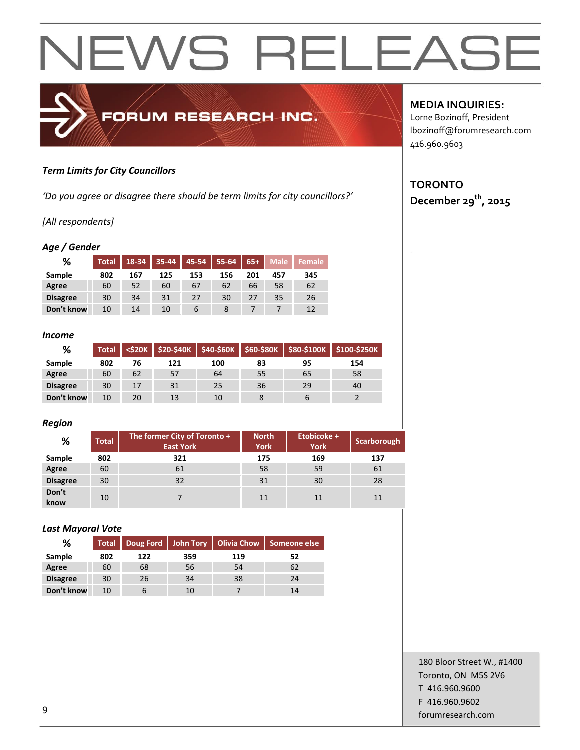# NEWS RELEASE

FORUM RESEARCH INC.

**MEDIA INQUIRIES:**
Lorne Bozinoff, President
lbozinoff@forumresearch.com
416.960.9603

**TORONTO**
**December 29th, 2015**

***Term Limits for City Councillors***

*'Do you agree or disagree there should be term limits for city councillors?'*

*[All respondents]*

***Age / Gender***

| % | Total | 18-34 | 35-44 | 45-54 | 55-64 | 65+ | Male | Female |
|---|---|---|---|---|---|---|---|---|
| **Sample** | 802 | 167 | 125 | 153 | 156 | 201 | 457 | 345 |
| **Agree** | 60 | 52 | 60 | 67 | 62 | 66 | 58 | 62 |
| **Disagree** | 30 | 34 | 31 | 27 | 30 | 27 | 35 | 26 |
| **Don't know** | 10 | 14 | 10 | 6 | 8 | 7 | 7 | 12 |

***Income***

| % | Total | <$20K | $20-$40K | $40-$60K | $60-$80K | $80-$100K | $100-$250K |
|---|---|---|---|---|---|---|---|
| **Sample** | 802 | 76 | 121 | 100 | 83 | 95 | 154 |
| **Agree** | 60 | 62 | 57 | 64 | 55 | 65 | 58 |
| **Disagree** | 30 | 17 | 31 | 25 | 36 | 29 | 40 |
| **Don't know** | 10 | 20 | 13 | 10 | 8 | 6 | 2 |

***Region***

| % | Total | The former City of Toronto + East York | North York | Etobicoke + York | Scarborough |
|---|---|---|---|---|---|
| **Sample** | 802 | 321 | 175 | 169 | 137 |
| **Agree** | 60 | 61 | 58 | 59 | 61 |
| **Disagree** | 30 | 32 | 31 | 30 | 28 |
| **Don't know** | 10 | 7 | 11 | 11 | 11 |

***Last Mayoral Vote***

| % | Total | Doug Ford | John Tory | Olivia Chow | Someone else |
|---|---|---|---|---|---|
| **Sample** | 802 | 122 | 359 | 119 | 52 |
| **Agree** | 60 | 68 | 56 | 54 | 62 |
| **Disagree** | 30 | 26 | 34 | 38 | 24 |
| **Don't know** | 10 | 6 | 10 | 7 | 14 |

180 Bloor Street W., #1400
Toronto, ON M5S 2V6
T 416.960.9600
F 416.960.9602
forumresearch.com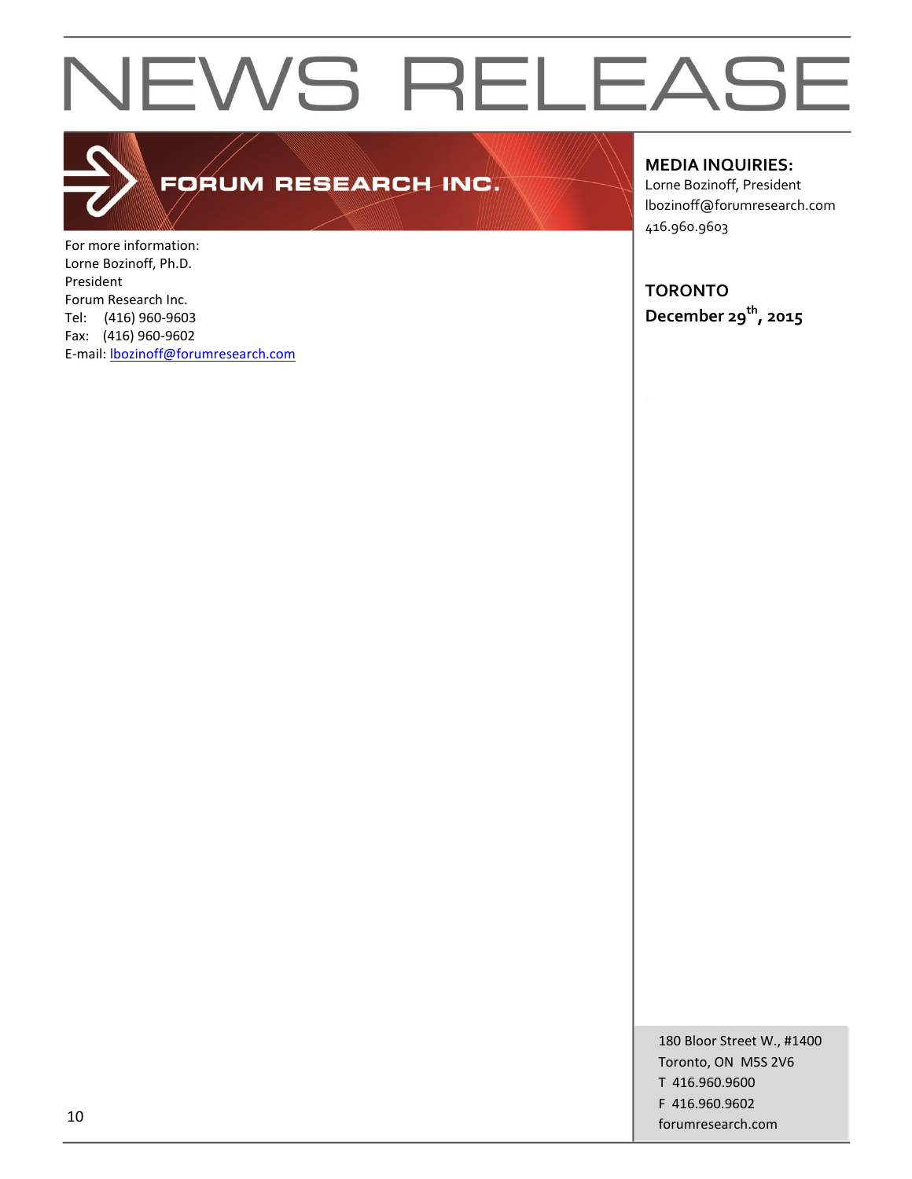# NEWS RELEASE

**FORUM RESEARCH INC.**

For more information:
Lorne Bozinoff, Ph.D.
President
Forum Research Inc.
Tel: (416) 960-9603
Fax: (416) 960-9602
E-mail: lbozinoff@forumresearch.com

**MEDIA INQUIRIES:**
Lorne Bozinoff, President
lbozinoff@forumresearch.com
416.960.9603

**TORONTO**
**December 29th, 2015**

180 Bloor Street W., #1400
Toronto, ON M5S 2V6
T 416.960.9600
F 416.960.9602
forumresearch.com